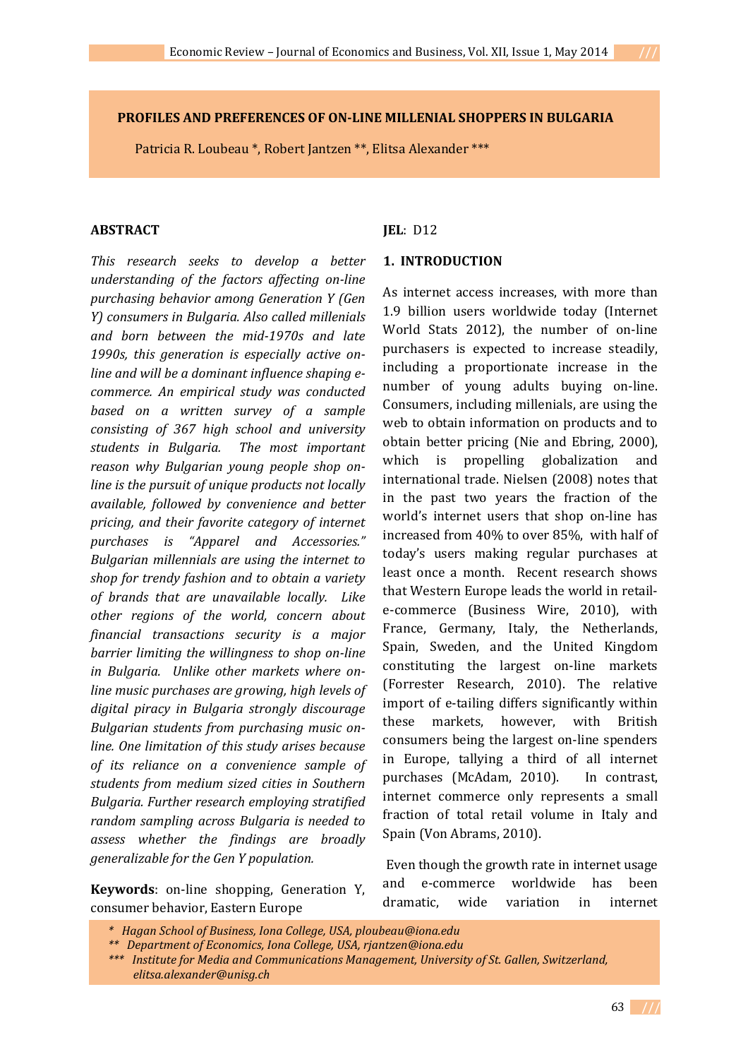# PROFILES AND PREFERENCES OF ON-LINE MILLENIAL SHOPPERS IN BULGARIA

Patricia R. Loubeau *, Robert Jantzen **, Elitsa Alexander ***

## ABSTRACT

*This research seeks to develop a better understanding of the factors affecting on-line purchasing behavior among Generation Y (Gen Y) consumers in Bulgaria. Also called millenials and born between the mid-1970s and late 1990s, this generation is especially active on-line and will be a dominant influence shaping e-commerce. An empirical study was conducted based on a written survey of a sample consisting of 367 high school and university students in Bulgaria. The most important reason why Bulgarian young people shop on-line is the pursuit of unique products not locally available, followed by convenience and better pricing, and their favorite category of internet purchases is "Apparel and Accessories." Bulgarian millennials are using the internet to shop for trendy fashion and to obtain a variety of brands that are unavailable locally. Like other regions of the world, concern about financial transactions security is a major barrier limiting the willingness to shop on-line in Bulgaria. Unlike other markets where on-line music purchases are growing, high levels of digital piracy in Bulgaria strongly discourage Bulgarian students from purchasing music on-line. One limitation of this study arises because of its reliance on a convenience sample of students from medium sized cities in Southern Bulgaria. Further research employing stratified random sampling across Bulgaria is needed to assess whether the findings are broadly generalizable for the Gen Y population.*

**Keywords**: on-line shopping, Generation Y, consumer behavior, Eastern Europe

**JEL**: D12

## 1. INTRODUCTION

As internet access increases, with more than 1.9 billion users worldwide today (Internet World Stats 2012), the number of on-line purchasers is expected to increase steadily, including a proportionate increase in the number of young adults buying on-line. Consumers, including millenials, are using the web to obtain information on products and to obtain better pricing (Nie and Ebring, 2000), which is propelling globalization and international trade. Nielsen (2008) notes that in the past two years the fraction of the world's internet users that shop on-line has increased from 40% to over 85%, with half of today's users making regular purchases at least once a month. Recent research shows that Western Europe leads the world in retail-e-commerce (Business Wire, 2010), with France, Germany, Italy, the Netherlands, Spain, Sweden, and the United Kingdom constituting the largest on-line markets (Forrester Research, 2010). The relative import of e-tailing differs significantly within these markets, however, with British consumers being the largest on-line spenders in Europe, tallying a third of all internet purchases (McAdam, 2010). In contrast, internet commerce only represents a small fraction of total retail volume in Italy and Spain (Von Abrams, 2010).

Even though the growth rate in internet usage and e-commerce worldwide has been dramatic, wide variation in internet

\* *Hagan School of Business, Iona College, USA, ploubeau@iona.edu*
\*\* *Department of Economics, Iona College, USA, rjantzen@iona.edu*
\*\*\* *Institute for Media and Communications Management, University of St. Gallen, Switzerland, elitsa.alexander@unisg.ch*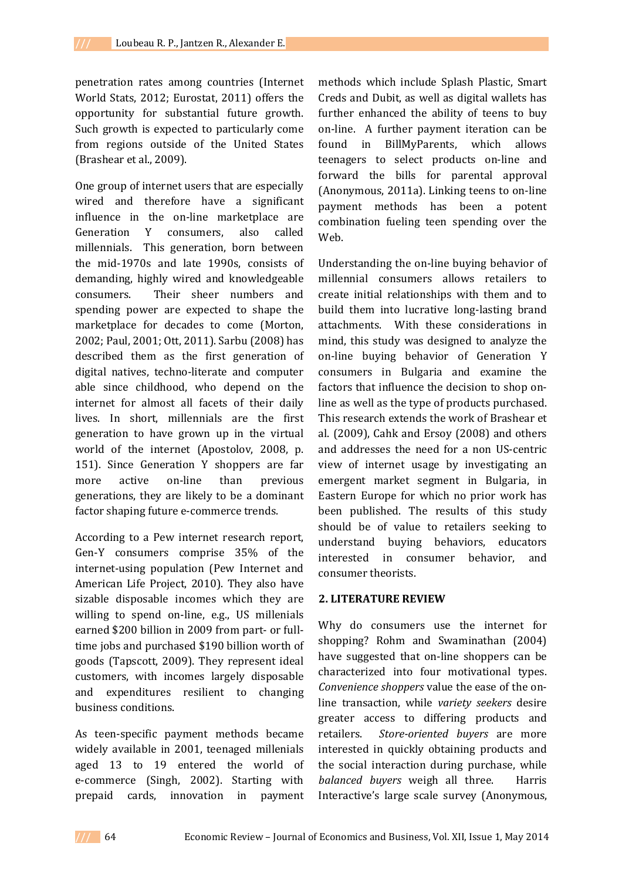penetration rates among countries (Internet World Stats, 2012; Eurostat, 2011) offers the opportunity for substantial future growth. Such growth is expected to particularly come from regions outside of the United States (Brashear et al., 2009).

One group of internet users that are especially wired and therefore have a significant influence in the on-line marketplace are Generation Y consumers, also called millennials. This generation, born between the mid-1970s and late 1990s, consists of demanding, highly wired and knowledgeable consumers. Their sheer numbers and spending power are expected to shape the marketplace for decades to come (Morton, 2002; Paul, 2001; Ott, 2011). Sarbu (2008) has described them as the first generation of digital natives, techno-literate and computer able since childhood, who depend on the internet for almost all facets of their daily lives. In short, millennials are the first generation to have grown up in the virtual world of the internet (Apostolov, 2008, p. 151). Since Generation Y shoppers are far more active on-line than previous generations, they are likely to be a dominant factor shaping future e-commerce trends.

According to a Pew internet research report, Gen-Y consumers comprise 35% of the internet-using population (Pew Internet and American Life Project, 2010). They also have sizable disposable incomes which they are willing to spend on-line, e.g., US millenials earned $200 billion in 2009 from part- or full-time jobs and purchased $190 billion worth of goods (Tapscott, 2009). They represent ideal customers, with incomes largely disposable and expenditures resilient to changing business conditions.

As teen-specific payment methods became widely available in 2001, teenaged millenials aged 13 to 19 entered the world of e-commerce (Singh, 2002). Starting with prepaid cards, innovation in payment methods which include Splash Plastic, Smart Creds and Dubit, as well as digital wallets has further enhanced the ability of teens to buy on-line. A further payment iteration can be found in BillMyParents, which allows teenagers to select products on-line and forward the bills for parental approval (Anonymous, 2011a). Linking teens to on-line payment methods has been a potent combination fueling teen spending over the Web.

Understanding the on-line buying behavior of millennial consumers allows retailers to create initial relationships with them and to build them into lucrative long-lasting brand attachments. With these considerations in mind, this study was designed to analyze the on-line buying behavior of Generation Y consumers in Bulgaria and examine the factors that influence the decision to shop on-line as well as the type of products purchased. This research extends the work of Brashear et al. (2009), Cahk and Ersoy (2008) and others and addresses the need for a non US-centric view of internet usage by investigating an emergent market segment in Bulgaria, in Eastern Europe for which no prior work has been published. The results of this study should be of value to retailers seeking to understand buying behaviors, educators interested in consumer behavior, and consumer theorists.

## 2. LITERATURE REVIEW

Why do consumers use the internet for shopping? Rohm and Swaminathan (2004) have suggested that on-line shoppers can be characterized into four motivational types. *Convenience shoppers* value the ease of the on-line transaction, while *variety seekers* desire greater access to differing products and retailers. *Store-oriented buyers* are more interested in quickly obtaining products and the social interaction during purchase, while *balanced buyers* weigh all three. Harris Interactive's large scale survey (Anonymous,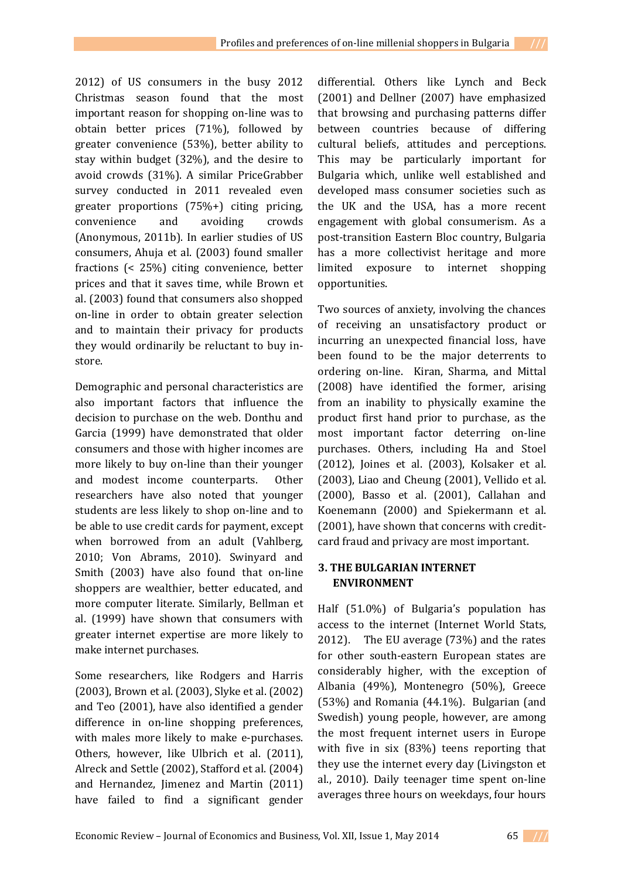2012) of US consumers in the busy 2012 Christmas season found that the most important reason for shopping on-line was to obtain better prices (71%), followed by greater convenience (53%), better ability to stay within budget (32%), and the desire to avoid crowds (31%). A similar PriceGrabber survey conducted in 2011 revealed even greater proportions (75%+) citing pricing, convenience and avoiding crowds (Anonymous, 2011b). In earlier studies of US consumers, Ahuja et al. (2003) found smaller fractions (< 25%) citing convenience, better prices and that it saves time, while Brown et al. (2003) found that consumers also shopped on-line in order to obtain greater selection and to maintain their privacy for products they would ordinarily be reluctant to buy in-store.

Demographic and personal characteristics are also important factors that influence the decision to purchase on the web. Donthu and Garcia (1999) have demonstrated that older consumers and those with higher incomes are more likely to buy on-line than their younger and modest income counterparts. Other researchers have also noted that younger students are less likely to shop on-line and to be able to use credit cards for payment, except when borrowed from an adult (Vahlberg, 2010; Von Abrams, 2010). Swinyard and Smith (2003) have also found that on-line shoppers are wealthier, better educated, and more computer literate. Similarly, Bellman et al. (1999) have shown that consumers with greater internet expertise are more likely to make internet purchases.

Some researchers, like Rodgers and Harris (2003), Brown et al. (2003), Slyke et al. (2002) and Teo (2001), have also identified a gender difference in on-line shopping preferences, with males more likely to make e-purchases. Others, however, like Ulbrich et al. (2011), Alreck and Settle (2002), Stafford et al. (2004) and Hernandez, Jimenez and Martin (2011) have failed to find a significant gender differential. Others like Lynch and Beck (2001) and Dellner (2007) have emphasized that browsing and purchasing patterns differ between countries because of differing cultural beliefs, attitudes and perceptions. This may be particularly important for Bulgaria which, unlike well established and developed mass consumer societies such as the UK and the USA, has a more recent engagement with global consumerism. As a post-transition Eastern Bloc country, Bulgaria has a more collectivist heritage and more limited exposure to internet shopping opportunities.

Two sources of anxiety, involving the chances of receiving an unsatisfactory product or incurring an unexpected financial loss, have been found to be the major deterrents to ordering on-line. Kiran, Sharma, and Mittal (2008) have identified the former, arising from an inability to physically examine the product first hand prior to purchase, as the most important factor deterring on-line purchases. Others, including Ha and Stoel (2012), Joines et al. (2003), Kolsaker et al. (2003), Liao and Cheung (2001), Vellido et al. (2000), Basso et al. (2001), Callahan and Koenemann (2000) and Spiekermann et al. (2001), have shown that concerns with credit-card fraud and privacy are most important.

## 3. THE BULGARIAN INTERNET ENVIRONMENT

Half (51.0%) of Bulgaria's population has access to the internet (Internet World Stats, 2012). The EU average (73%) and the rates for other south-eastern European states are considerably higher, with the exception of Albania (49%), Montenegro (50%), Greece (53%) and Romania (44.1%). Bulgarian (and Swedish) young people, however, are among the most frequent internet users in Europe with five in six (83%) teens reporting that they use the internet every day (Livingston et al., 2010). Daily teenager time spent on-line averages three hours on weekdays, four hours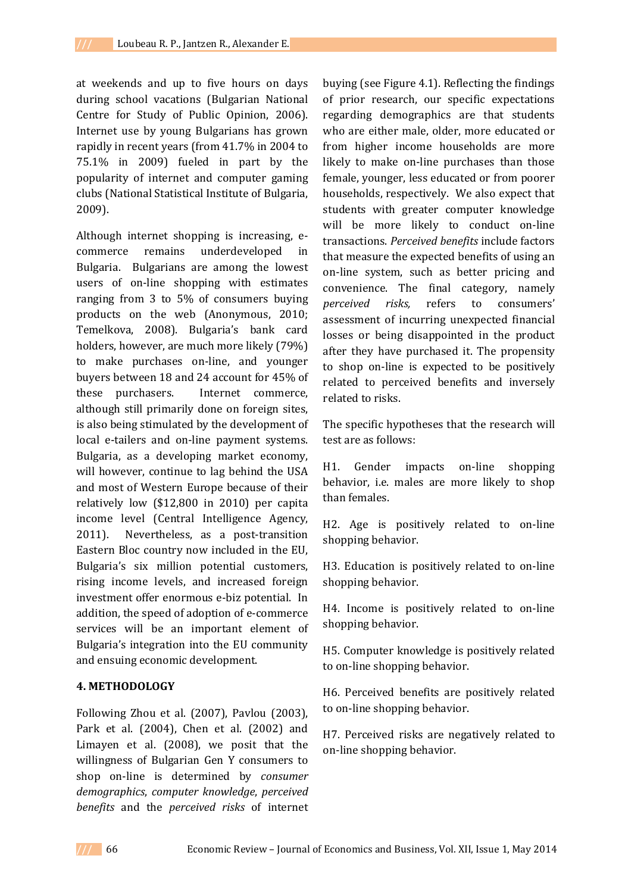at weekends and up to five hours on days during school vacations (Bulgarian National Centre for Study of Public Opinion, 2006). Internet use by young Bulgarians has grown rapidly in recent years (from 41.7% in 2004 to 75.1% in 2009) fueled in part by the popularity of internet and computer gaming clubs (National Statistical Institute of Bulgaria, 2009).

Although internet shopping is increasing, e-commerce remains underdeveloped in Bulgaria. Bulgarians are among the lowest users of on-line shopping with estimates ranging from 3 to 5% of consumers buying products on the web (Anonymous, 2010; Temelkova, 2008). Bulgaria's bank card holders, however, are much more likely (79%) to make purchases on-line, and younger buyers between 18 and 24 account for 45% of these purchasers. Internet commerce, although still primarily done on foreign sites, is also being stimulated by the development of local e-tailers and on-line payment systems. Bulgaria, as a developing market economy, will however, continue to lag behind the USA and most of Western Europe because of their relatively low ($12,800 in 2010) per capita income level (Central Intelligence Agency, 2011). Nevertheless, as a post-transition Eastern Bloc country now included in the EU, Bulgaria's six million potential customers, rising income levels, and increased foreign investment offer enormous e-biz potential. In addition, the speed of adoption of e-commerce services will be an important element of Bulgaria's integration into the EU community and ensuing economic development.

## 4. METHODOLOGY

Following Zhou et al. (2007), Pavlou (2003), Park et al. (2004), Chen et al. (2002) and Limayen et al. (2008), we posit that the willingness of Bulgarian Gen Y consumers to shop on-line is determined by *consumer demographics*, *computer knowledge*, *perceived benefits* and the *perceived risks* of internet buying (see Figure 4.1). Reflecting the findings of prior research, our specific expectations regarding demographics are that students who are either male, older, more educated or from higher income households are more likely to make on-line purchases than those female, younger, less educated or from poorer households, respectively. We also expect that students with greater computer knowledge will be more likely to conduct on-line transactions. *Perceived benefits* include factors that measure the expected benefits of using an on-line system, such as better pricing and convenience. The final category, namely *perceived risks,* refers to consumers' assessment of incurring unexpected financial losses or being disappointed in the product after they have purchased it. The propensity to shop on-line is expected to be positively related to perceived benefits and inversely related to risks.

The specific hypotheses that the research will test are as follows:

H1. Gender impacts on-line shopping behavior, i.e. males are more likely to shop than females.

H2. Age is positively related to on-line shopping behavior.

H3. Education is positively related to on-line shopping behavior.

H4. Income is positively related to on-line shopping behavior.

H5. Computer knowledge is positively related to on-line shopping behavior.

H6. Perceived benefits are positively related to on-line shopping behavior.

H7. Perceived risks are negatively related to on-line shopping behavior.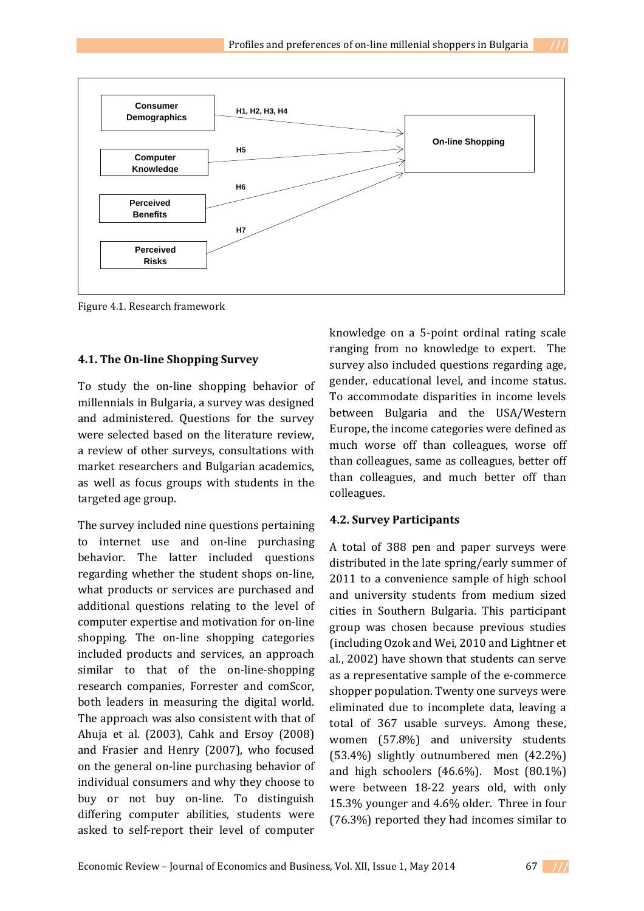Consumer Demographics — H1, H2, H3, H4 → On-line Shopping

Computer Knowledge — H5 → On-line Shopping

Perceived Benefits — H6 → On-line Shopping

Perceived Risks — H7 → On-line Shopping

Figure 4.1. Research framework

### 4.1. The On-line Shopping Survey

To study the on-line shopping behavior of millennials in Bulgaria, a survey was designed and administered. Questions for the survey were selected based on the literature review, a review of other surveys, consultations with market researchers and Bulgarian academics, as well as focus groups with students in the targeted age group.

The survey included nine questions pertaining to internet use and on-line purchasing behavior. The latter included questions regarding whether the student shops on-line, what products or services are purchased and additional questions relating to the level of computer expertise and motivation for on-line shopping. The on-line shopping categories included products and services, an approach similar to that of the on-line-shopping research companies, Forrester and comScor, both leaders in measuring the digital world. The approach was also consistent with that of Ahuja et al. (2003), Cahk and Ersoy (2008) and Frasier and Henry (2007), who focused on the general on-line purchasing behavior of individual consumers and why they choose to buy or not buy on-line. To distinguish differing computer abilities, students were asked to self-report their level of computer knowledge on a 5-point ordinal rating scale ranging from no knowledge to expert. The survey also included questions regarding age, gender, educational level, and income status. To accommodate disparities in income levels between Bulgaria and the USA/Western Europe, the income categories were defined as much worse off than colleagues, worse off than colleagues, same as colleagues, better off than colleagues, and much better off than colleagues.

### 4.2. Survey Participants

A total of 388 pen and paper surveys were distributed in the late spring/early summer of 2011 to a convenience sample of high school and university students from medium sized cities in Southern Bulgaria. This participant group was chosen because previous studies (including Ozok and Wei, 2010 and Lightner et al., 2002) have shown that students can serve as a representative sample of the e-commerce shopper population. Twenty one surveys were eliminated due to incomplete data, leaving a total of 367 usable surveys. Among these, women (57.8%) and university students (53.4%) slightly outnumbered men (42.2%) and high schoolers (46.6%). Most (80.1%) were between 18-22 years old, with only 15.3% younger and 4.6% older. Three in four (76.3%) reported they had incomes similar to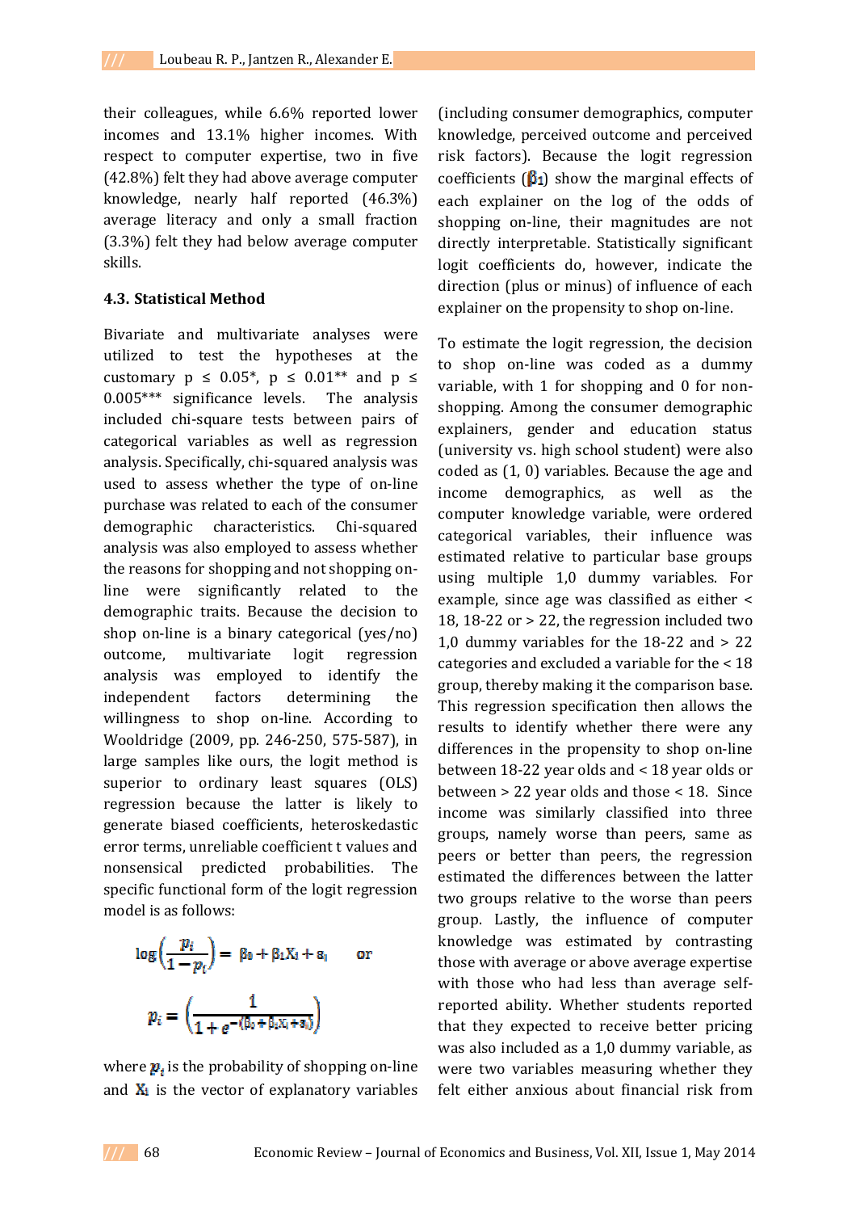their colleagues, while 6.6% reported lower incomes and 13.1% higher incomes. With respect to computer expertise, two in five (42.8%) felt they had above average computer knowledge, nearly half reported (46.3%) average literacy and only a small fraction (3.3%) felt they had below average computer skills.

### 4.3. Statistical Method

Bivariate and multivariate analyses were utilized to test the hypotheses at the customary p ≤ 0.05*, p ≤ 0.01** and p ≤ 0.005*** significance levels. The analysis included chi-square tests between pairs of categorical variables as well as regression analysis. Specifically, chi-squared analysis was used to assess whether the type of on-line purchase was related to each of the consumer demographic characteristics. Chi-squared analysis was also employed to assess whether the reasons for shopping and not shopping on-line were significantly related to the demographic traits. Because the decision to shop on-line is a binary categorical (yes/no) outcome, multivariate logit regression analysis was employed to identify the independent factors determining the willingness to shop on-line. According to Wooldridge (2009, pp. 246-250, 575-587), in large samples like ours, the logit method is superior to ordinary least squares (OLS) regression because the latter is likely to generate biased coefficients, heteroskedastic error terms, unreliable coefficient t values and nonsensical predicted probabilities. The specific functional form of the logit regression model is as follows:

$$\log\left(\frac{p_i}{1-p_i}\right) = \beta_0 + \beta_1 X_i + \varepsilon_i \qquad \text{or}$$

$$p_i = \left(\frac{1}{1+e^{-(\beta_0+\beta_1 X_i+\varepsilon_i)}}\right)$$

where $p_i$ is the probability of shopping on-line and $X_i$ is the vector of explanatory variables (including consumer demographics, computer knowledge, perceived outcome and perceived risk factors). Because the logit regression coefficients ($\beta_1$) show the marginal effects of each explainer on the log of the odds of shopping on-line, their magnitudes are not directly interpretable. Statistically significant logit coefficients do, however, indicate the direction (plus or minus) of influence of each explainer on the propensity to shop on-line.

To estimate the logit regression, the decision to shop on-line was coded as a dummy variable, with 1 for shopping and 0 for non-shopping. Among the consumer demographic explainers, gender and education status (university vs. high school student) were also coded as (1, 0) variables. Because the age and income demographics, as well as the computer knowledge variable, were ordered categorical variables, their influence was estimated relative to particular base groups using multiple 1,0 dummy variables. For example, since age was classified as either < 18, 18-22 or > 22, the regression included two 1,0 dummy variables for the 18-22 and > 22 categories and excluded a variable for the < 18 group, thereby making it the comparison base. This regression specification then allows the results to identify whether there were any differences in the propensity to shop on-line between 18-22 year olds and < 18 year olds or between > 22 year olds and those < 18. Since income was similarly classified into three groups, namely worse than peers, same as peers or better than peers, the regression estimated the differences between the latter two groups relative to the worse than peers group. Lastly, the influence of computer knowledge was estimated by contrasting those with average or above average expertise with those who had less than average self-reported ability. Whether students reported that they expected to receive better pricing was also included as a 1,0 dummy variable, as were two variables measuring whether they felt either anxious about financial risk from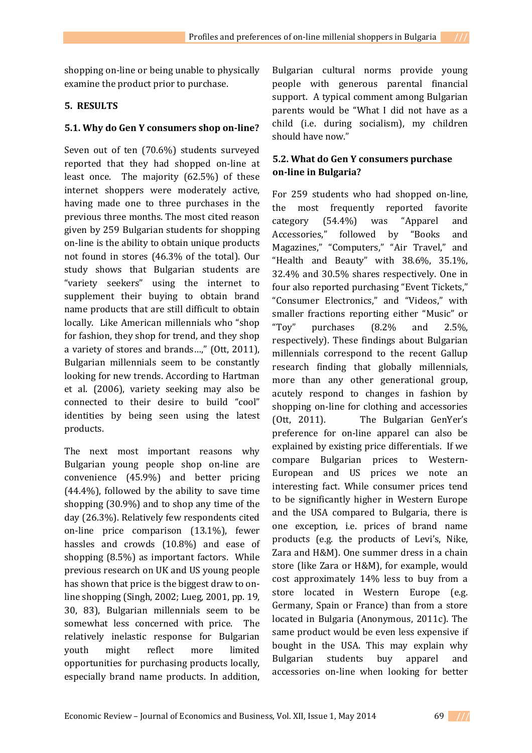shopping on-line or being unable to physically examine the product prior to purchase.

## 5. RESULTS

### 5.1. Why do Gen Y consumers shop on-line?

Seven out of ten (70.6%) students surveyed reported that they had shopped on-line at least once. The majority (62.5%) of these internet shoppers were moderately active, having made one to three purchases in the previous three months. The most cited reason given by 259 Bulgarian students for shopping on-line is the ability to obtain unique products not found in stores (46.3% of the total). Our study shows that Bulgarian students are "variety seekers" using the internet to supplement their buying to obtain brand name products that are still difficult to obtain locally. Like American millennials who "shop for fashion, they shop for trend, and they shop a variety of stores and brands…," (Ott, 2011), Bulgarian millennials seem to be constantly looking for new trends. According to Hartman et al. (2006), variety seeking may also be connected to their desire to build "cool" identities by being seen using the latest products.

The next most important reasons why Bulgarian young people shop on-line are convenience (45.9%) and better pricing (44.4%), followed by the ability to save time shopping (30.9%) and to shop any time of the day (26.3%). Relatively few respondents cited on-line price comparison (13.1%), fewer hassles and crowds (10.8%) and ease of shopping (8.5%) as important factors. While previous research on UK and US young people has shown that price is the biggest draw to on-line shopping (Singh, 2002; Lueg, 2001, pp. 19, 30, 83), Bulgarian millennials seem to be somewhat less concerned with price. The relatively inelastic response for Bulgarian youth might reflect more limited opportunities for purchasing products locally, especially brand name products. In addition, Bulgarian cultural norms provide young people with generous parental financial support. A typical comment among Bulgarian parents would be "What I did not have as a child (i.e. during socialism), my children should have now."

### 5.2. What do Gen Y consumers purchase on-line in Bulgaria?

For 259 students who had shopped on-line, the most frequently reported favorite category (54.4%) was "Apparel and Accessories," followed by "Books and Magazines," "Computers," "Air Travel," and "Health and Beauty" with 38.6%, 35.1%, 32.4% and 30.5% shares respectively. One in four also reported purchasing "Event Tickets," "Consumer Electronics," and "Videos," with smaller fractions reporting either "Music" or "Toy" purchases (8.2% and 2.5%, respectively). These findings about Bulgarian millennials correspond to the recent Gallup research finding that globally millennials, more than any other generational group, acutely respond to changes in fashion by shopping on-line for clothing and accessories (Ott, 2011). The Bulgarian GenYer's preference for on-line apparel can also be explained by existing price differentials. If we compare Bulgarian prices to Western-European and US prices we note an interesting fact. While consumer prices tend to be significantly higher in Western Europe and the USA compared to Bulgaria, there is one exception, i.e. prices of brand name products (e.g. the products of Levi's, Nike, Zara and H&M). One summer dress in a chain store (like Zara or H&M), for example, would cost approximately 14% less to buy from a store located in Western Europe (e.g. Germany, Spain or France) than from a store located in Bulgaria (Anonymous, 2011c). The same product would be even less expensive if bought in the USA. This may explain why Bulgarian students buy apparel and accessories on-line when looking for better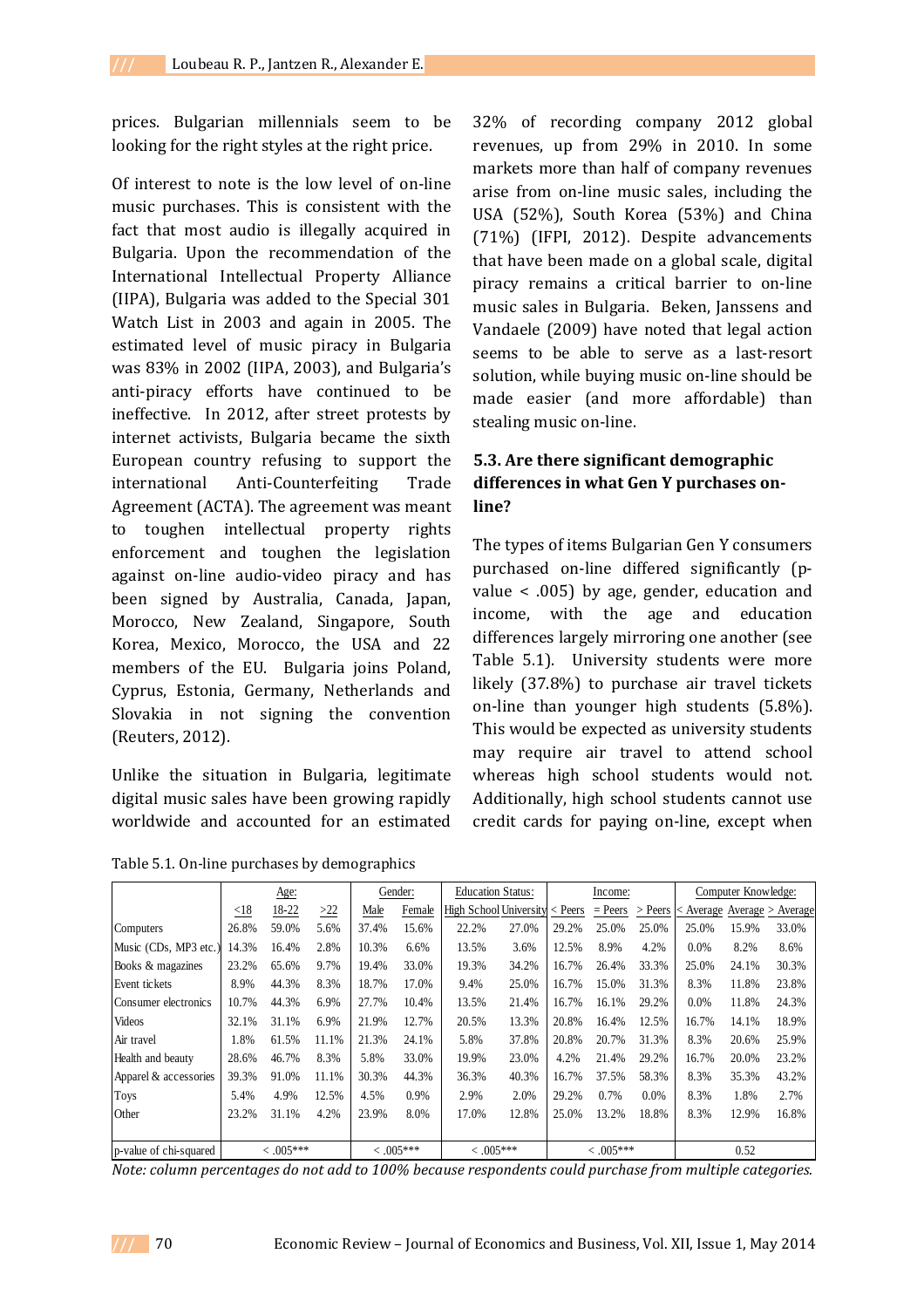prices. Bulgarian millennials seem to be looking for the right styles at the right price.

Of interest to note is the low level of on-line music purchases. This is consistent with the fact that most audio is illegally acquired in Bulgaria. Upon the recommendation of the International Intellectual Property Alliance (IIPA), Bulgaria was added to the Special 301 Watch List in 2003 and again in 2005. The estimated level of music piracy in Bulgaria was 83% in 2002 (IIPA, 2003), and Bulgaria's anti-piracy efforts have continued to be ineffective. In 2012, after street protests by internet activists, Bulgaria became the sixth European country refusing to support the international Anti-Counterfeiting Trade Agreement (ACTA). The agreement was meant to toughen intellectual property rights enforcement and toughen the legislation against on-line audio-video piracy and has been signed by Australia, Canada, Japan, Morocco, New Zealand, Singapore, South Korea, Mexico, Morocco, the USA and 22 members of the EU. Bulgaria joins Poland, Cyprus, Estonia, Germany, Netherlands and Slovakia in not signing the convention (Reuters, 2012).

Unlike the situation in Bulgaria, legitimate digital music sales have been growing rapidly worldwide and accounted for an estimated 32% of recording company 2012 global revenues, up from 29% in 2010. In some markets more than half of company revenues arise from on-line music sales, including the USA (52%), South Korea (53%) and China (71%) (IFPI, 2012). Despite advancements that have been made on a global scale, digital piracy remains a critical barrier to on-line music sales in Bulgaria. Beken, Janssens and Vandaele (2009) have noted that legal action seems to be able to serve as a last-resort solution, while buying music on-line should be made easier (and more affordable) than stealing music on-line.

### 5.3. Are there significant demographic differences in what Gen Y purchases on-line?

The types of items Bulgarian Gen Y consumers purchased on-line differed significantly (p-value < .005) by age, gender, education and income, with the age and education differences largely mirroring one another (see Table 5.1). University students were more likely (37.8%) to purchase air travel tickets on-line than younger high students (5.8%). This would be expected as university students may require air travel to attend school whereas high school students would not. Additionally, high school students cannot use credit cards for paying on-line, except when

Table 5.1. On-line purchases by demographics

| | Age: | | | Gender: | | Education Status: | | Income: | | | Computer Knowledge: | | |
|---|---|---|---|---|---|---|---|---|---|---|---|---|---|
| | <18 | 18-22 | >22 | Male | Female | High School | University | < Peers | = Peers | > Peers | < Average | Average | > Average |
| Computers | 26.8% | 59.0% | 5.6% | 37.4% | 15.6% | 22.2% | 27.0% | 29.2% | 25.0% | 25.0% | 25.0% | 15.9% | 33.0% |
| Music (CDs, MP3 etc.) | 14.3% | 16.4% | 2.8% | 10.3% | 6.6% | 13.5% | 3.6% | 12.5% | 8.9% | 4.2% | 0.0% | 8.2% | 8.6% |
| Books & magazines | 23.2% | 65.6% | 9.7% | 19.4% | 33.0% | 19.3% | 34.2% | 16.7% | 26.4% | 33.3% | 25.0% | 24.1% | 30.3% |
| Event tickets | 8.9% | 44.3% | 8.3% | 18.7% | 17.0% | 9.4% | 25.0% | 16.7% | 15.0% | 31.3% | 8.3% | 11.8% | 23.8% |
| Consumer electronics | 10.7% | 44.3% | 6.9% | 27.7% | 10.4% | 13.5% | 21.4% | 16.7% | 16.1% | 29.2% | 0.0% | 11.8% | 24.3% |
| Videos | 32.1% | 31.1% | 6.9% | 21.9% | 12.7% | 20.5% | 13.3% | 20.8% | 16.4% | 12.5% | 16.7% | 14.1% | 18.9% |
| Air travel | 1.8% | 61.5% | 11.1% | 21.3% | 24.1% | 5.8% | 37.8% | 20.8% | 20.7% | 31.3% | 8.3% | 20.6% | 25.9% |
| Health and beauty | 28.6% | 46.7% | 8.3% | 5.8% | 33.0% | 19.9% | 23.0% | 4.2% | 21.4% | 29.2% | 16.7% | 20.0% | 23.2% |
| Apparel & accessories | 39.3% | 91.0% | 11.1% | 30.3% | 44.3% | 36.3% | 40.3% | 16.7% | 37.5% | 58.3% | 8.3% | 35.3% | 43.2% |
| Toys | 5.4% | 4.9% | 12.5% | 4.5% | 0.9% | 2.9% | 2.0% | 29.2% | 0.7% | 0.0% | 8.3% | 1.8% | 2.7% |
| Other | 23.2% | 31.1% | 4.2% | 23.9% | 8.0% | 17.0% | 12.8% | 25.0% | 13.2% | 18.8% | 8.3% | 12.9% | 16.8% |
| p-value of chi-squared | | < .005*** | | < .005*** | | < .005*** | | | < .005*** | | | 0.52 | |

*Note: column percentages do not add to 100% because respondents could purchase from multiple categories.*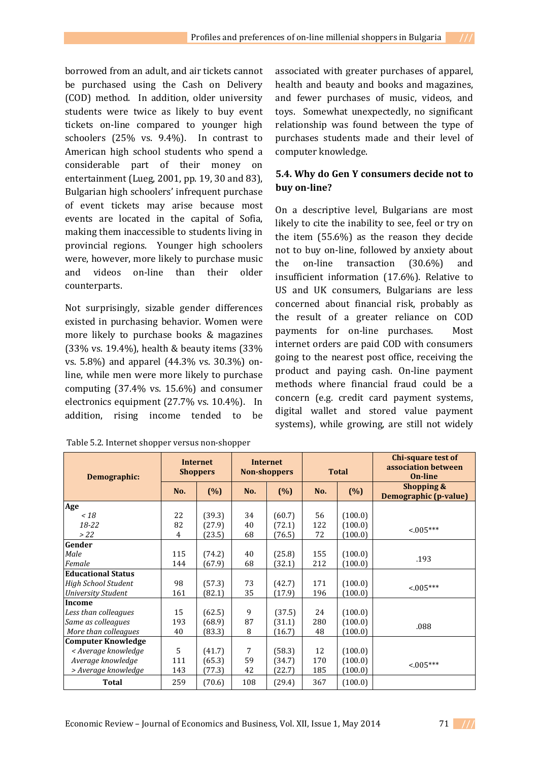borrowed from an adult, and air tickets cannot be purchased using the Cash on Delivery (COD) method. In addition, older university students were twice as likely to buy event tickets on-line compared to younger high schoolers (25% vs. 9.4%). In contrast to American high school students who spend a considerable part of their money on entertainment (Lueg, 2001, pp. 19, 30 and 83), Bulgarian high schoolers' infrequent purchase of event tickets may arise because most events are located in the capital of Sofia, making them inaccessible to students living in provincial regions. Younger high schoolers were, however, more likely to purchase music and videos on-line than their older counterparts.

Not surprisingly, sizable gender differences existed in purchasing behavior. Women were more likely to purchase books & magazines (33% vs. 19.4%), health & beauty items (33% vs. 5.8%) and apparel (44.3% vs. 30.3%) on-line, while men were more likely to purchase computing (37.4% vs. 15.6%) and consumer electronics equipment (27.7% vs. 10.4%). In addition, rising income tended to be associated with greater purchases of apparel, health and beauty and books and magazines, and fewer purchases of music, videos, and toys. Somewhat unexpectedly, no significant relationship was found between the type of purchases students made and their level of computer knowledge.

### 5.4. Why do Gen Y consumers decide not to buy on-line?

On a descriptive level, Bulgarians are most likely to cite the inability to see, feel or try on the item (55.6%) as the reason they decide not to buy on-line, followed by anxiety about the on-line transaction (30.6%) and insufficient information (17.6%). Relative to US and UK consumers, Bulgarians are less concerned about financial risk, probably as the result of a greater reliance on COD payments for on-line purchases. Most internet orders are paid COD with consumers going to the nearest post office, receiving the product and paying cash. On-line payment methods where financial fraud could be a concern (e.g. credit card payment systems, digital wallet and stored value payment systems), while growing, are still not widely

Table 5.2. Internet shopper versus non-shopper

| Demographic: | Internet Shoppers | | Internet Non-shoppers | | Total | | Chi-square test of association between On-line Shopping & Demographic (p-value) |
|---|---|---|---|---|---|---|---|
| | No. | (%) | No. | (%) | No. | (%) | |
| **Age** | | | | | | | |
| *< 18* | 22 | (39.3) | 34 | (60.7) | 56 | (100.0) | |
| *18-22* | 82 | (27.9) | 40 | (72.1) | 122 | (100.0) | <.005*** |
| *> 22* | 4 | (23.5) | 68 | (76.5) | 72 | (100.0) | |
| **Gender** | | | | | | | |
| *Male* | 115 | (74.2) | 40 | (25.8) | 155 | (100.0) | .193 |
| *Female* | 144 | (67.9) | 68 | (32.1) | 212 | (100.0) | |
| **Educational Status** | | | | | | | |
| *High School Student* | 98 | (57.3) | 73 | (42.7) | 171 | (100.0) | <.005*** |
| *University Student* | 161 | (82.1) | 35 | (17.9) | 196 | (100.0) | |
| **Income** | | | | | | | |
| *Less than colleagues* | 15 | (62.5) | 9 | (37.5) | 24 | (100.0) | |
| *Same as colleagues* | 193 | (68.9) | 87 | (31.1) | 280 | (100.0) | .088 |
| *More than colleagues* | 40 | (83.3) | 8 | (16.7) | 48 | (100.0) | |
| **Computer Knowledge** | | | | | | | |
| *< Average knowledge* | 5 | (41.7) | 7 | (58.3) | 12 | (100.0) | |
| *Average knowledge* | 111 | (65.3) | 59 | (34.7) | 170 | (100.0) | <.005*** |
| *> Average knowledge* | 143 | (77.3) | 42 | (22.7) | 185 | (100.0) | |
| **Total** | 259 | (70.6) | 108 | (29.4) | 367 | (100.0) | |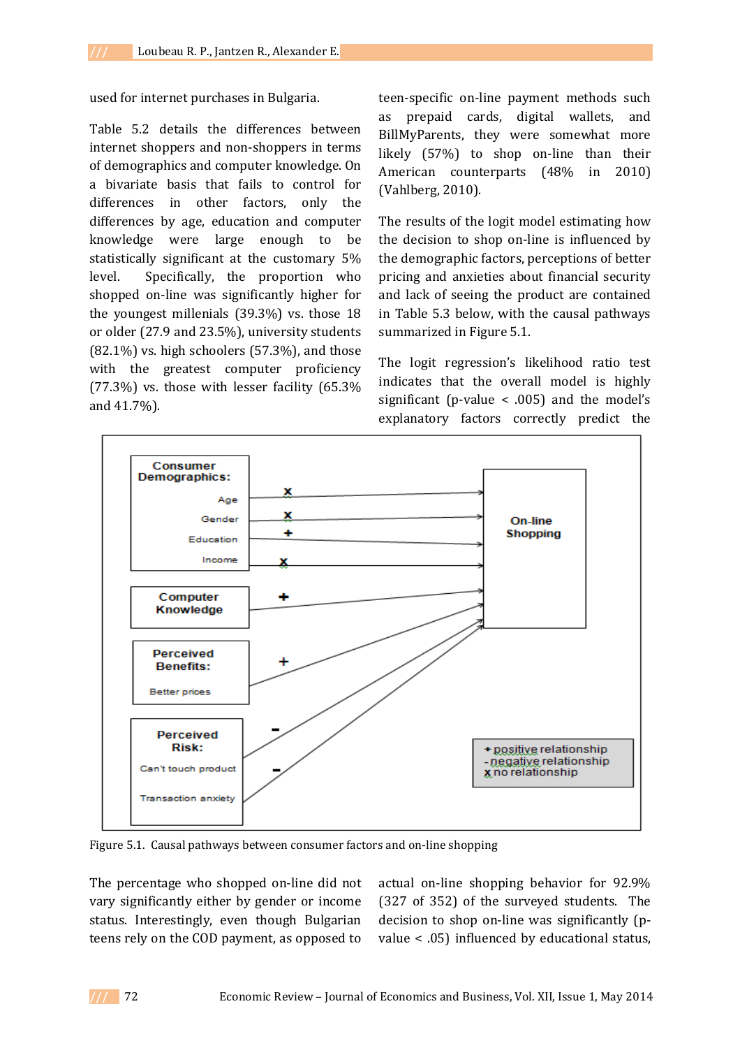used for internet purchases in Bulgaria.

Table 5.2 details the differences between internet shoppers and non-shoppers in terms of demographics and computer knowledge. On a bivariate basis that fails to control for differences in other factors, only the differences by age, education and computer knowledge were large enough to be statistically significant at the customary 5% level. Specifically, the proportion who shopped on-line was significantly higher for the youngest millenials (39.3%) vs. those 18 or older (27.9 and 23.5%), university students (82.1%) vs. high schoolers (57.3%), and those with the greatest computer proficiency (77.3%) vs. those with lesser facility (65.3% and 41.7%).

The percentage who shopped on-line did not vary significantly either by gender or income status. Interestingly, even though Bulgarian teens rely on the COD payment, as opposed to teen-specific on-line payment methods such as prepaid cards, digital wallets, and BillMyParents, they were somewhat more likely (57%) to shop on-line than their American counterparts (48% in 2010) (Vahlberg, 2010).

The results of the logit model estimating how the decision to shop on-line is influenced by the demographic factors, perceptions of better pricing and anxieties about financial security and lack of seeing the product are contained in Table 5.3 below, with the causal pathways summarized in Figure 5.1.

The logit regression's likelihood ratio test indicates that the overall model is highly significant (p-value < .005) and the model's explanatory factors correctly predict the actual on-line shopping behavior for 92.9% (327 of 352) of the surveyed students. The decision to shop on-line was significantly (p-value < .05) influenced by educational status,

Figure 5.1. Causal pathways between consumer factors and on-line shopping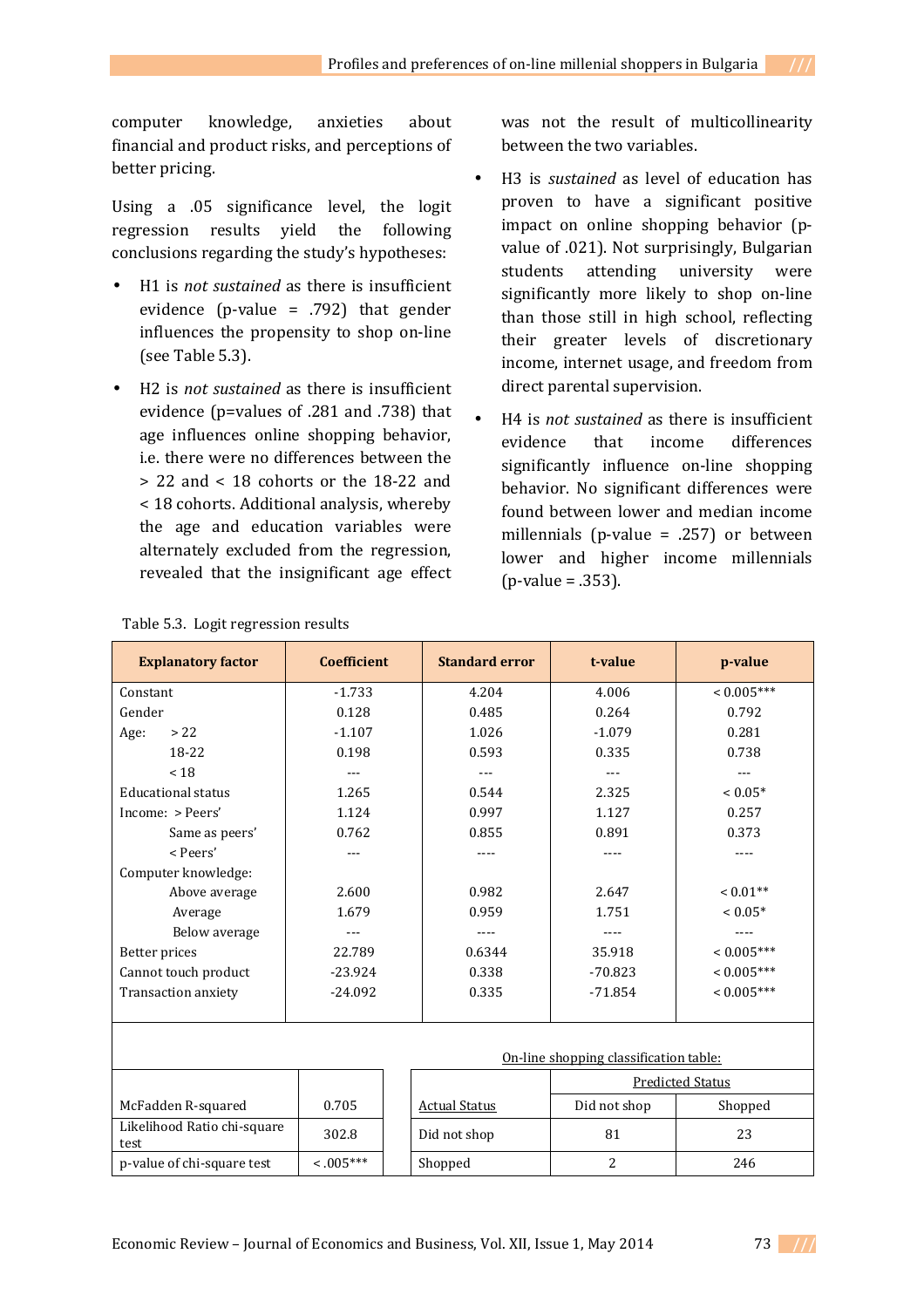computer knowledge, anxieties about financial and product risks, and perceptions of better pricing.

Using a .05 significance level, the logit regression results yield the following conclusions regarding the study's hypotheses:

- H1 is *not sustained* as there is insufficient evidence (p-value = .792) that gender influences the propensity to shop on-line (see Table 5.3).
- H2 is *not sustained* as there is insufficient evidence (p=values of .281 and .738) that age influences online shopping behavior, i.e. there were no differences between the > 22 and < 18 cohorts or the 18-22 and < 18 cohorts. Additional analysis, whereby the age and education variables were alternately excluded from the regression, revealed that the insignificant age effect was not the result of multicollinearity between the two variables.
- H3 is *sustained* as level of education has proven to have a significant positive impact on online shopping behavior (p-value of .021). Not surprisingly, Bulgarian students attending university were significantly more likely to shop on-line than those still in high school, reflecting their greater levels of discretionary income, internet usage, and freedom from direct parental supervision.
- H4 is *not sustained* as there is insufficient evidence that income differences significantly influence on-line shopping behavior. No significant differences were found between lower and median income millennials (p-value = .257) or between lower and higher income millennials (p-value = .353).

Table 5.3. Logit regression results

| Explanatory factor | Coefficient | Standard error | t-value | p-value |
|---|---|---|---|---|
| Constant | -1.733 | 4.204 | 4.006 | < 0.005*** |
| Gender | 0.128 | 0.485 | 0.264 | 0.792 |
| Age: > 22 | -1.107 | 1.026 | -1.079 | 0.281 |
| 18-22 | 0.198 | 0.593 | 0.335 | 0.738 |
| < 18 | --- | --- | --- | --- |
| Educational status | 1.265 | 0.544 | 2.325 | < 0.05* |
| Income: > Peers' | 1.124 | 0.997 | 1.127 | 0.257 |
| Same as peers' | 0.762 | 0.855 | 0.891 | 0.373 |
| < Peers' | --- | ---- | ---- | ---- |
| Computer knowledge: | | | | |
| Above average | 2.600 | 0.982 | 2.647 | < 0.01** |
| Average | 1.679 | 0.959 | 1.751 | < 0.05* |
| Below average | --- | ---- | ---- | ---- |
| Better prices | 22.789 | 0.6344 | 35.918 | < 0.005*** |
| Cannot touch product | -23.924 | 0.338 | -70.823 | < 0.005*** |
| Transaction anxiety | -24.092 | 0.335 | -71.854 | < 0.005*** |

| | |
|---|---|
| McFadden R-squared | 0.705 |
| Likelihood Ratio chi-square test | 302.8 |
| p-value of chi-square test | < .005*** |

On-line shopping classification table:

| Actual Status | Predicted Status: Did not shop | Predicted Status: Shopped |
|---|---|---|
| Did not shop | 81 | 23 |
| Shopped | 2 | 246 |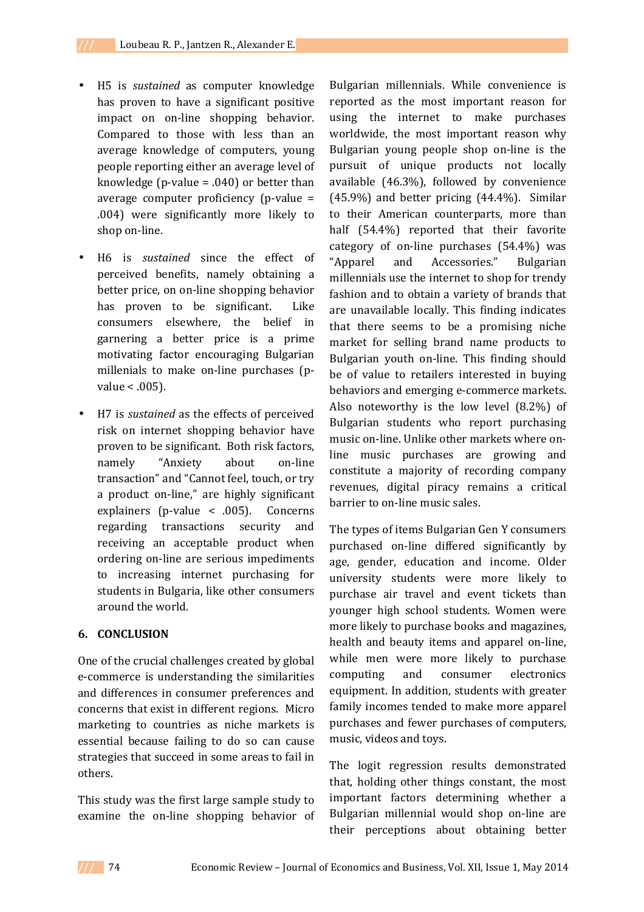- H5 is *sustained* as computer knowledge has proven to have a significant positive impact on on-line shopping behavior. Compared to those with less than an average knowledge of computers, young people reporting either an average level of knowledge (p-value = .040) or better than average computer proficiency (p-value = .004) were significantly more likely to shop on-line.

- H6 is *sustained* since the effect of perceived benefits, namely obtaining a better price, on on-line shopping behavior has proven to be significant. Like consumers elsewhere, the belief in garnering a better price is a prime motivating factor encouraging Bulgarian millenials to make on-line purchases (p-value < .005).

- H7 is *sustained* as the effects of perceived risk on internet shopping behavior have proven to be significant. Both risk factors, namely "Anxiety about on-line transaction" and "Cannot feel, touch, or try a product on-line," are highly significant explainers (p-value < .005). Concerns regarding transactions security and receiving an acceptable product when ordering on-line are serious impediments to increasing internet purchasing for students in Bulgaria, like other consumers around the world.

## 6. CONCLUSION

One of the crucial challenges created by global e-commerce is understanding the similarities and differences in consumer preferences and concerns that exist in different regions. Micro marketing to countries as niche markets is essential because failing to do so can cause strategies that succeed in some areas to fail in others.

This study was the first large sample study to examine the on-line shopping behavior of Bulgarian millennials. While convenience is reported as the most important reason for using the internet to make purchases worldwide, the most important reason why Bulgarian young people shop on-line is the pursuit of unique products not locally available (46.3%), followed by convenience (45.9%) and better pricing (44.4%). Similar to their American counterparts, more than half (54.4%) reported that their favorite category of on-line purchases (54.4%) was "Apparel and Accessories." Bulgarian millennials use the internet to shop for trendy fashion and to obtain a variety of brands that are unavailable locally. This finding indicates that there seems to be a promising niche market for selling brand name products to Bulgarian youth on-line. This finding should be of value to retailers interested in buying behaviors and emerging e-commerce markets. Also noteworthy is the low level (8.2%) of Bulgarian students who report purchasing music on-line. Unlike other markets where on-line music purchases are growing and constitute a majority of recording company revenues, digital piracy remains a critical barrier to on-line music sales.

The types of items Bulgarian Gen Y consumers purchased on-line differed significantly by age, gender, education and income. Older university students were more likely to purchase air travel and event tickets than younger high school students. Women were more likely to purchase books and magazines, health and beauty items and apparel on-line, while men were more likely to purchase computing and consumer electronics equipment. In addition, students with greater family incomes tended to make more apparel purchases and fewer purchases of computers, music, videos and toys.

The logit regression results demonstrated that, holding other things constant, the most important factors determining whether a Bulgarian millennial would shop on-line are their perceptions about obtaining better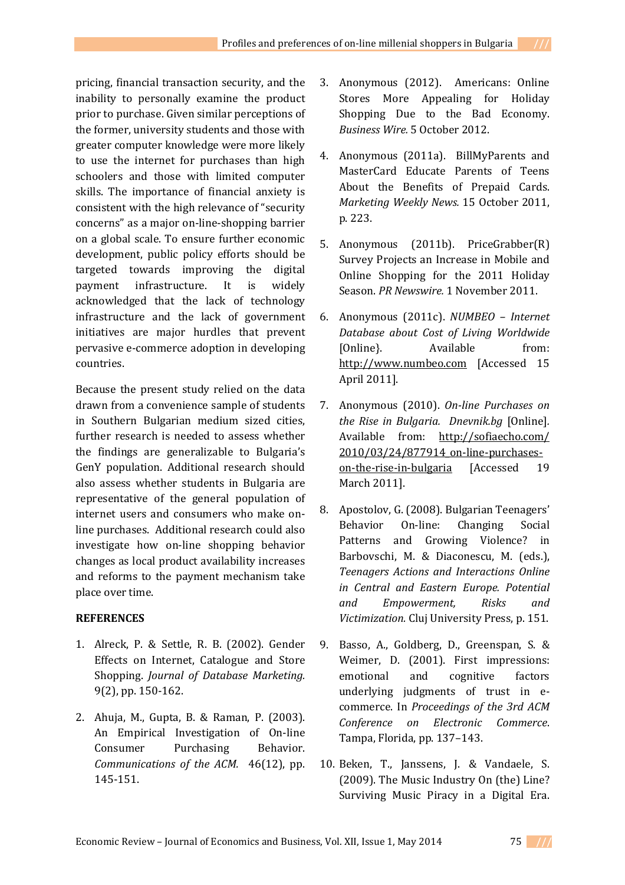pricing, financial transaction security, and the inability to personally examine the product prior to purchase. Given similar perceptions of the former, university students and those with greater computer knowledge were more likely to use the internet for purchases than high schoolers and those with limited computer skills. The importance of financial anxiety is consistent with the high relevance of "security concerns" as a major on-line-shopping barrier on a global scale. To ensure further economic development, public policy efforts should be targeted towards improving the digital payment infrastructure. It is widely acknowledged that the lack of technology infrastructure and the lack of government initiatives are major hurdles that prevent pervasive e-commerce adoption in developing countries.

Because the present study relied on the data drawn from a convenience sample of students in Southern Bulgarian medium sized cities, further research is needed to assess whether the findings are generalizable to Bulgaria's GenY population. Additional research should also assess whether students in Bulgaria are representative of the general population of internet users and consumers who make on-line purchases. Additional research could also investigate how on-line shopping behavior changes as local product availability increases and reforms to the payment mechanism take place over time.

**REFERENCES**

1. Alreck, P. & Settle, R. B. (2002). Gender Effects on Internet, Catalogue and Store Shopping. *Journal of Database Marketing.* 9(2), pp. 150-162.

2. Ahuja, M., Gupta, B. & Raman, P. (2003). An Empirical Investigation of On-line Consumer Purchasing Behavior. *Communications of the ACM.* 46(12), pp. 145-151.

3. Anonymous (2012). Americans: Online Stores More Appealing for Holiday Shopping Due to the Bad Economy. *Business Wire.* 5 October 2012.

4. Anonymous (2011a). BillMyParents and MasterCard Educate Parents of Teens About the Benefits of Prepaid Cards. *Marketing Weekly News.* 15 October 2011, p. 223.

5. Anonymous (2011b). PriceGrabber(R) Survey Projects an Increase in Mobile and Online Shopping for the 2011 Holiday Season. *PR Newswire.* 1 November 2011.

6. Anonymous (2011c). *NUMBEO – Internet Database about Cost of Living Worldwide* [Online}. Available from: http://www.numbeo.com [Accessed 15 April 2011].

7. Anonymous (2010). *On-line Purchases on the Rise in Bulgaria. Dnevnik.bg* [Online]. Available from: http://sofiaecho.com/2010/03/24/877914_on-line-purchases-on-the-rise-in-bulgaria [Accessed 19 March 2011].

8. Apostolov, G. (2008). Bulgarian Teenagers' Behavior On-line: Changing Social Patterns and Growing Violence? in Barbovschi, M. & Diaconescu, M. (eds.), *Teenagers Actions and Interactions Online in Central and Eastern Europe. Potential and Empowerment, Risks and Victimization.* Cluj University Press, p. 151.

9. Basso, A., Goldberg, D., Greenspan, S. & Weimer, D. (2001). First impressions: emotional and cognitive factors underlying judgments of trust in e-commerce. In *Proceedings of the 3rd ACM Conference on Electronic Commerce*. Tampa, Florida, pp. 137–143.

10. Beken, T., Janssens, J. & Vandaele, S. (2009). The Music Industry On (the) Line? Surviving Music Piracy in a Digital Era.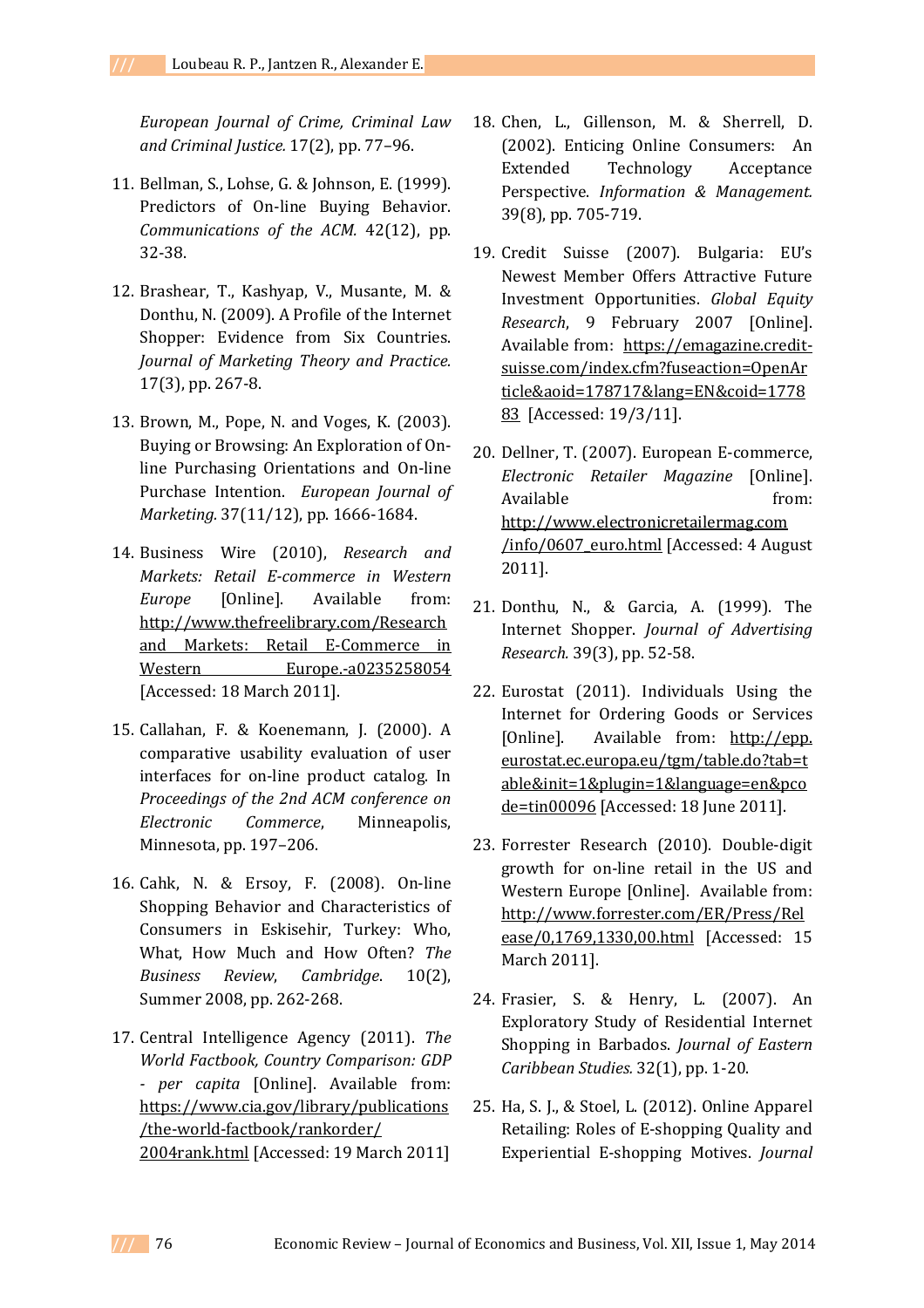European Journal of Crime, Criminal Law and Criminal Justice.* 17(2), pp. 77–96.

11. Bellman, S., Lohse, G. & Johnson, E. (1999). Predictors of On-line Buying Behavior. *Communications of the ACM.* 42(12), pp. 32-38.

12. Brashear, T., Kashyap, V., Musante, M. & Donthu, N. (2009). A Profile of the Internet Shopper: Evidence from Six Countries. *Journal of Marketing Theory and Practice.* 17(3), pp. 267-8.

13. Brown, M., Pope, N. and Voges, K. (2003). Buying or Browsing: An Exploration of On-line Purchasing Orientations and On-line Purchase Intention. *European Journal of Marketing.* 37(11/12), pp. 1666-1684.

14. Business Wire (2010), *Research and Markets: Retail E-commerce in Western Europe* [Online]. Available from: http://www.thefreelibrary.com/Research and Markets: Retail E-Commerce in Western Europe.-a0235258054 [Accessed: 18 March 2011].

15. Callahan, F. & Koenemann, J. (2000). A comparative usability evaluation of user interfaces for on-line product catalog. In *Proceedings of the 2nd ACM conference on Electronic Commerce*, Minneapolis, Minnesota, pp. 197–206.

16. Cahk, N. & Ersoy, F. (2008). On-line Shopping Behavior and Characteristics of Consumers in Eskisehir, Turkey: Who, What, How Much and How Often? *The Business Review, Cambridge.* 10(2), Summer 2008, pp. 262-268.

17. Central Intelligence Agency (2011). *The World Factbook, Country Comparison: GDP - per capita* [Online]. Available from: https://www.cia.gov/library/publications/the-world-factbook/rankorder/2004rank.html [Accessed: 19 March 2011]

18. Chen, L., Gillenson, M. & Sherrell, D. (2002). Enticing Online Consumers: An Extended Technology Acceptance Perspective. *Information & Management.* 39(8), pp. 705-719.

19. Credit Suisse (2007). Bulgaria: EU's Newest Member Offers Attractive Future Investment Opportunities. *Global Equity Research*, 9 February 2007 [Online]. Available from: https://emagazine.credit-suisse.com/index.cfm?fuseaction=OpenArticle&aoid=178717&lang=EN&coid=177883 [Accessed: 19/3/11].

20. Dellner, T. (2007). European E-commerce, *Electronic Retailer Magazine* [Online]. Available from: http://www.electronicretailermag.com/info/0607_euro.html [Accessed: 4 August 2011].

21. Donthu, N., & Garcia, A. (1999). The Internet Shopper. *Journal of Advertising Research.* 39(3), pp. 52-58.

22. Eurostat (2011). Individuals Using the Internet for Ordering Goods or Services [Online]. Available from: http://epp.eurostat.ec.europa.eu/tgm/table.do?tab=table&init=1&plugin=1&language=en&pcode=tin00096 [Accessed: 18 June 2011].

23. Forrester Research (2010). Double-digit growth for on-line retail in the US and Western Europe [Online]. Available from: http://www.forrester.com/ER/Press/Release/0,1769,1330,00.html [Accessed: 15 March 2011].

24. Frasier, S. & Henry, L. (2007). An Exploratory Study of Residential Internet Shopping in Barbados. *Journal of Eastern Caribbean Studies.* 32(1), pp. 1-20.

25. Ha, S. J., & Stoel, L. (2012). Online Apparel Retailing: Roles of E-shopping Quality and Experiential E-shopping Motives. *Journal*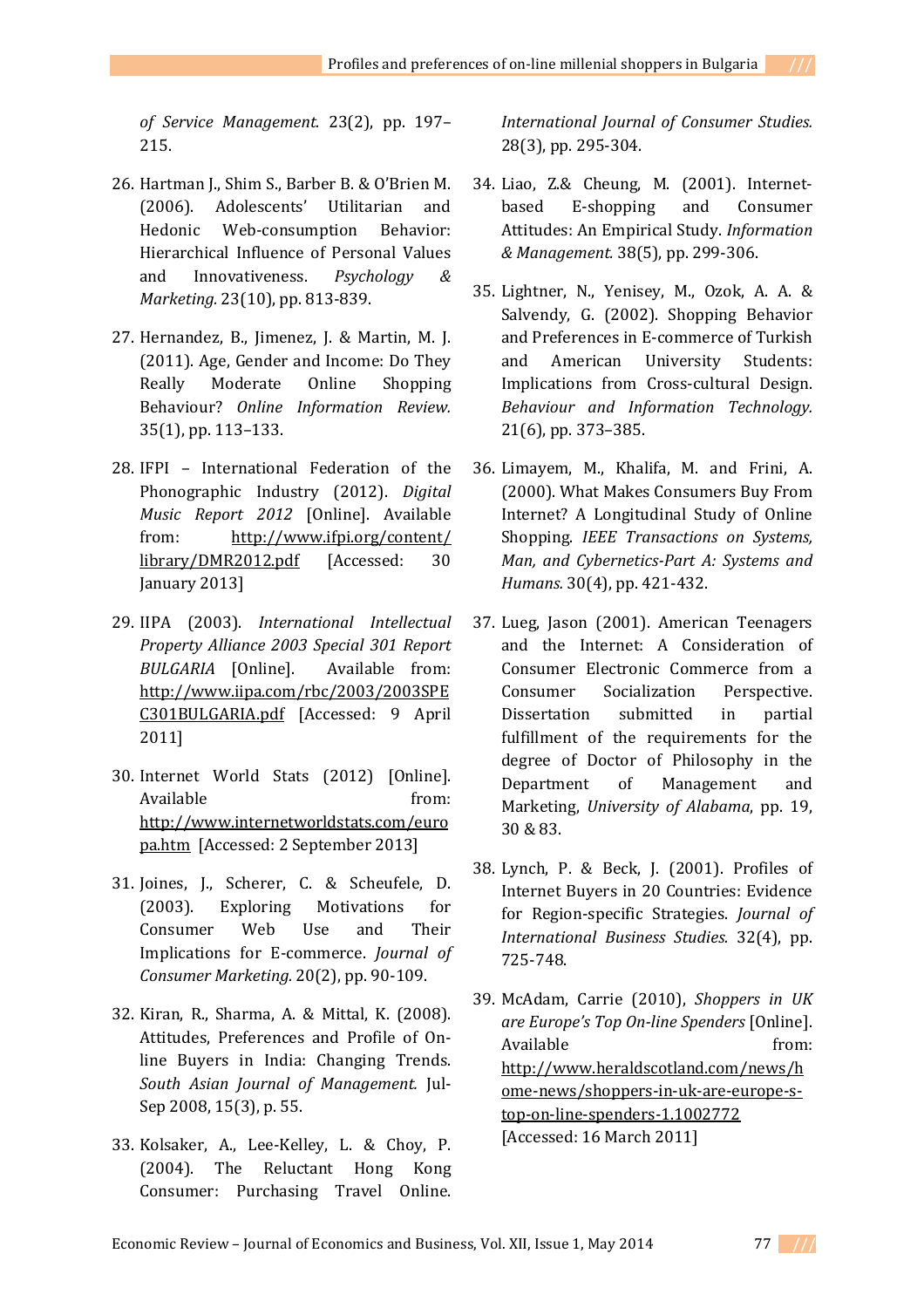*of Service Management.* 23(2), pp. 197–215.

26. Hartman J., Shim S., Barber B. & O'Brien M. (2006). Adolescents' Utilitarian and Hedonic Web-consumption Behavior: Hierarchical Influence of Personal Values and Innovativeness. *Psychology & Marketing.* 23(10), pp. 813-839.

27. Hernandez, B., Jimenez, J. & Martin, M. J. (2011). Age, Gender and Income: Do They Really Moderate Online Shopping Behaviour? *Online Information Review.* 35(1), pp. 113–133.

28. IFPI – International Federation of the Phonographic Industry (2012). *Digital Music Report 2012* [Online]. Available from: http://www.ifpi.org/content/library/DMR2012.pdf [Accessed: 30 January 2013]

29. IIPA (2003). *International Intellectual Property Alliance 2003 Special 301 Report BULGARIA* [Online]. Available from: http://www.iipa.com/rbc/2003/2003SPEC301BULGARIA.pdf [Accessed: 9 April 2011]

30. Internet World Stats (2012) [Online]. Available from: http://www.internetworldstats.com/europa.htm [Accessed: 2 September 2013]

31. Joines, J., Scherer, C. & Scheufele, D. (2003). Exploring Motivations for Consumer Web Use and Their Implications for E-commerce. *Journal of Consumer Marketing.* 20(2), pp. 90-109.

32. Kiran, R., Sharma, A. & Mittal, K. (2008). Attitudes, Preferences and Profile of On-line Buyers in India: Changing Trends. *South Asian Journal of Management.* Jul-Sep 2008, 15(3), p. 55.

33. Kolsaker, A., Lee-Kelley, L. & Choy, P. (2004). The Reluctant Hong Kong Consumer: Purchasing Travel Online. *International Journal of Consumer Studies.* 28(3), pp. 295-304.

34. Liao, Z.& Cheung, M. (2001). Internet-based E-shopping and Consumer Attitudes: An Empirical Study. *Information & Management.* 38(5), pp. 299-306.

35. Lightner, N., Yenisey, M., Ozok, A. A. & Salvendy, G. (2002). Shopping Behavior and Preferences in E-commerce of Turkish and American University Students: Implications from Cross-cultural Design. *Behaviour and Information Technology.* 21(6), pp. 373–385.

36. Limayem, M., Khalifa, M. and Frini, A. (2000). What Makes Consumers Buy From Internet? A Longitudinal Study of Online Shopping. *IEEE Transactions on Systems, Man, and Cybernetics-Part A: Systems and Humans.* 30(4), pp. 421-432.

37. Lueg, Jason (2001). American Teenagers and the Internet: A Consideration of Consumer Electronic Commerce from a Consumer Socialization Perspective. Dissertation submitted in partial fulfillment of the requirements for the degree of Doctor of Philosophy in the Department of Management and Marketing, *University of Alabama*, pp. 19, 30 & 83.

38. Lynch, P. & Beck, J. (2001). Profiles of Internet Buyers in 20 Countries: Evidence for Region-specific Strategies. *Journal of International Business Studies.* 32(4), pp. 725-748.

39. McAdam, Carrie (2010), *Shoppers in UK are Europe's Top On-line Spenders* [Online]. Available from: http://www.heraldscotland.com/news/home-news/shoppers-in-uk-are-europe-s-top-on-line-spenders-1.1002772 [Accessed: 16 March 2011]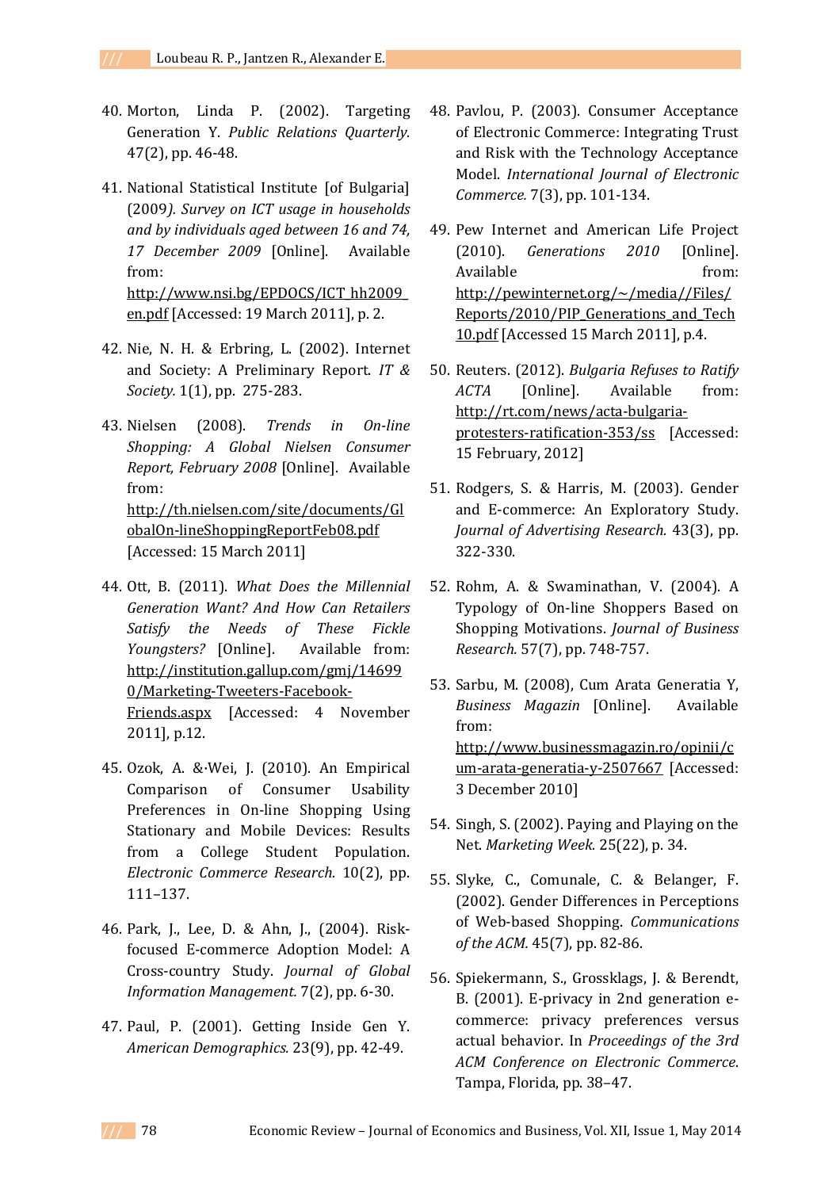40. Morton, Linda P. (2002). Targeting Generation Y. *Public Relations Quarterly.* 47(2), pp. 46-48.

41. National Statistical Institute [of Bulgaria] (2009*). Survey on ICT usage in households and by individuals aged between 16 and 74, 17 December 2009* [Online]. Available from: http://www.nsi.bg/EPDOCS/ICT_hh2009_en.pdf [Accessed: 19 March 2011], p. 2.

42. Nie, N. H. & Erbring, L. (2002). Internet and Society: A Preliminary Report. *IT & Society.* 1(1), pp. 275-283.

43. Nielsen (2008). *Trends in On-line Shopping: A Global Nielsen Consumer Report, February 2008* [Online]. Available from: http://th.nielsen.com/site/documents/GlobalOn-lineShoppingReportFeb08.pdf [Accessed: 15 March 2011]

44. Ott, B. (2011). *What Does the Millennial Generation Want? And How Can Retailers Satisfy the Needs of These Fickle Youngsters?* [Online]. Available from: http://institution.gallup.com/gmj/146990/Marketing-Tweeters-Facebook-Friends.aspx [Accessed: 4 November 2011], p.12.

45. Ozok, A. &·Wei, J. (2010). An Empirical Comparison of Consumer Usability Preferences in On-line Shopping Using Stationary and Mobile Devices: Results from a College Student Population. *Electronic Commerce Research.* 10(2), pp. 111–137.

46. Park, J., Lee, D. & Ahn, J., (2004). Risk-focused E-commerce Adoption Model: A Cross-country Study. *Journal of Global Information Management.* 7(2), pp. 6-30.

47. Paul, P. (2001). Getting Inside Gen Y. *American Demographics.* 23(9), pp. 42-49.

48. Pavlou, P. (2003). Consumer Acceptance of Electronic Commerce: Integrating Trust and Risk with the Technology Acceptance Model. *International Journal of Electronic Commerce.* 7(3), pp. 101-134.

49. Pew Internet and American Life Project (2010). *Generations 2010* [Online]. Available from: http://pewinternet.org/~/media//Files/Reports/2010/PIP_Generations_and_Tech10.pdf [Accessed 15 March 2011], p.4.

50. Reuters. (2012). *Bulgaria Refuses to Ratify ACTA* [Online]. Available from: http://rt.com/news/acta-bulgaria-protesters-ratification-353/ss [Accessed: 15 February, 2012]

51. Rodgers, S. & Harris, M. (2003). Gender and E-commerce: An Exploratory Study. *Journal of Advertising Research.* 43(3), pp. 322-330.

52. Rohm, A. & Swaminathan, V. (2004). A Typology of On-line Shoppers Based on Shopping Motivations. *Journal of Business Research.* 57(7), pp. 748-757.

53. Sarbu, M. (2008), Cum Arata Generatia Y, *Business Magazin* [Online]. Available from: http://www.businessmagazin.ro/opinii/cum-arata-generatia-y-2507667 [Accessed: 3 December 2010]

54. Singh, S. (2002). Paying and Playing on the Net. *Marketing Week.* 25(22), p. 34.

55. Slyke, C., Comunale, C. & Belanger, F. (2002). Gender Differences in Perceptions of Web-based Shopping. *Communications of the ACM.* 45(7), pp. 82-86.

56. Spiekermann, S., Grossklags, J. & Berendt, B. (2001). E-privacy in 2nd generation e-commerce: privacy preferences versus actual behavior. In *Proceedings of the 3rd ACM Conference on Electronic Commerce*. Tampa, Florida, pp. 38–47.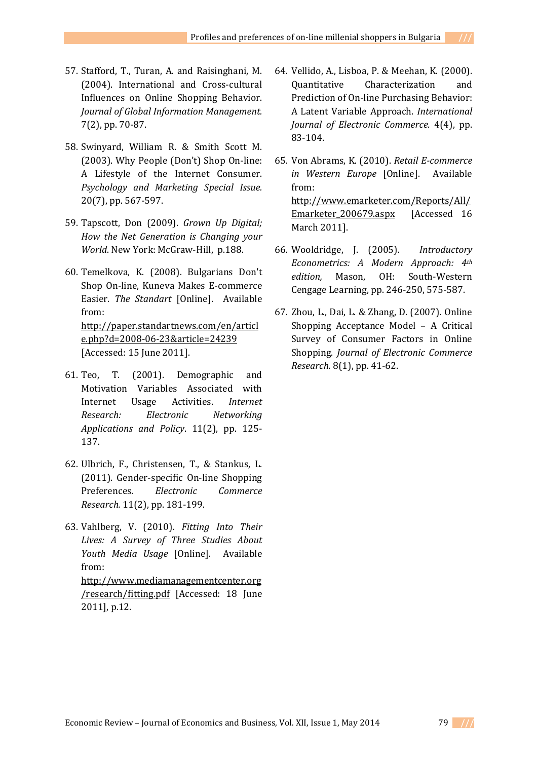57. Stafford, T., Turan, A. and Raisinghani, M. (2004). International and Cross-cultural Influences on Online Shopping Behavior. *Journal of Global Information Management.* 7(2), pp. 70-87.

58. Swinyard, William R. & Smith Scott M. (2003). Why People (Don't) Shop On-line: A Lifestyle of the Internet Consumer. *Psychology and Marketing Special Issue.* 20(7), pp. 567-597.

59. Tapscott, Don (2009). *Grown Up Digital; How the Net Generation is Changing your World.* New York: McGraw-Hill, p.188.

60. Temelkova, K. (2008). Bulgarians Don't Shop On-line, Kuneva Makes E-commerce Easier. *The Standart* [Online]. Available from: http://paper.standartnews.com/en/article.php?d=2008-06-23&article=24239 [Accessed: 15 June 2011].

61. Teo, T. (2001). Demographic and Motivation Variables Associated with Internet Usage Activities. *Internet Research: Electronic Networking Applications and Policy.* 11(2), pp. 125-137.

62. Ulbrich, F., Christensen, T., & Stankus, L. (2011). Gender-specific On-line Shopping Preferences. *Electronic Commerce Research.* 11(2), pp. 181-199.

63. Vahlberg, V. (2010). *Fitting Into Their Lives: A Survey of Three Studies About Youth Media Usage* [Online]. Available from: http://www.mediamanagementcenter.org/research/fitting.pdf [Accessed: 18 June 2011], p.12.

64. Vellido, A., Lisboa, P. & Meehan, K. (2000). Quantitative Characterization and Prediction of On-line Purchasing Behavior: A Latent Variable Approach. *International Journal of Electronic Commerce.* 4(4), pp. 83-104.

65. Von Abrams, K. (2010). *Retail E-commerce in Western Europe* [Online]. Available from: http://www.emarketer.com/Reports/All/Emarketer_200679.aspx [Accessed 16 March 2011].

66. Wooldridge, J. (2005). *Introductory Econometrics: A Modern Approach: 4th edition,* Mason, OH: South-Western Cengage Learning, pp. 246-250, 575-587.

67. Zhou, L., Dai, L. & Zhang, D. (2007). Online Shopping Acceptance Model – A Critical Survey of Consumer Factors in Online Shopping. *Journal of Electronic Commerce Research.* 8(1), pp. 41-62.